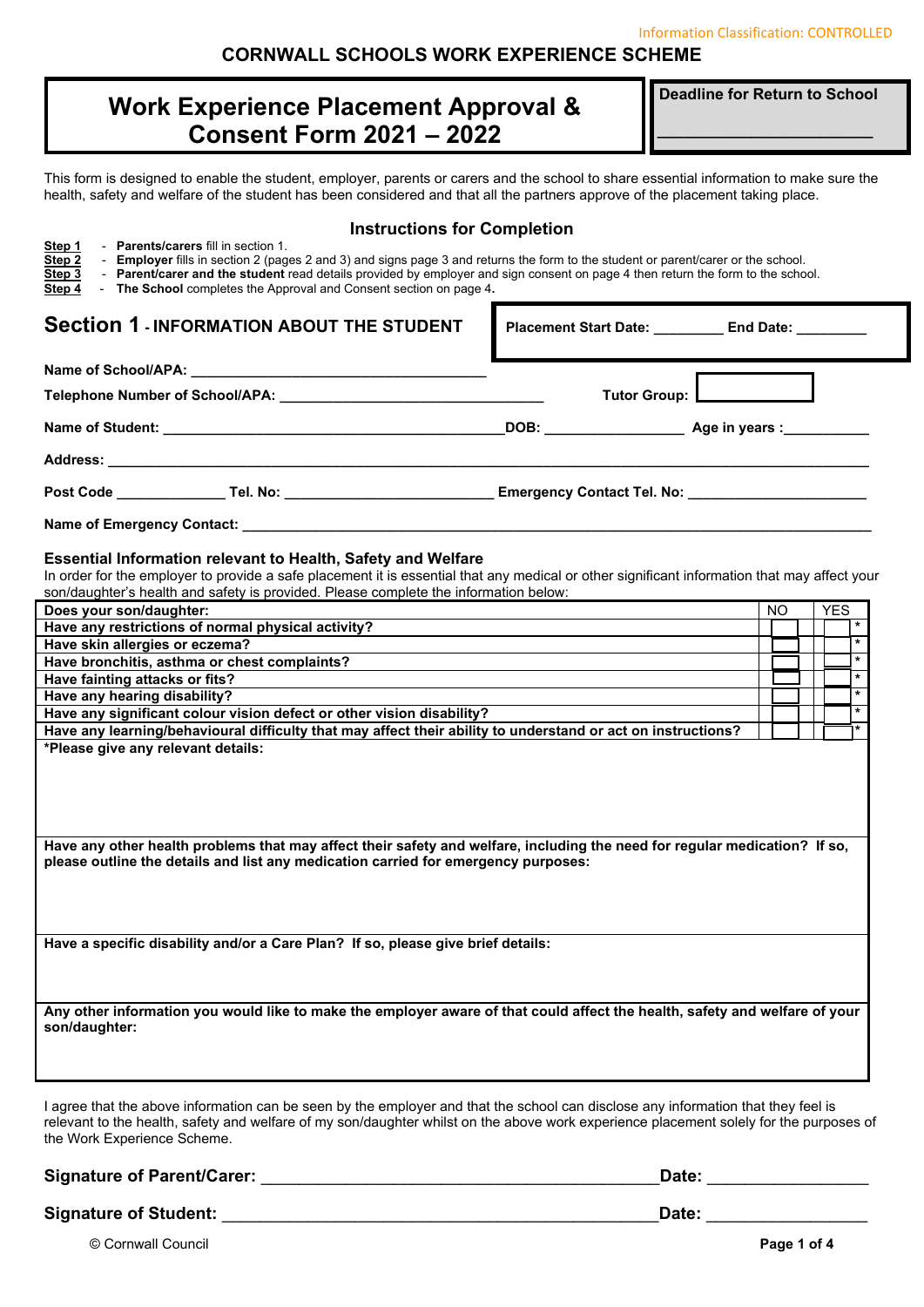Information Classification: CONTROLLED

**CORNWALL SCHOOLS WORK EXPERIENCE SCHEME**

# Work Experience Placement Approval & Consent Form 2021 – 2022

**Deadline for Return to School** ______________________

This form is designed to enable the student, employer, parents or carers and the school to share essential information to make sure the health, safety and welfare of the student has been considered and that all the partners approve of the placement taking place.

### Instructions for Completion

- **Step 1** - **Parents/carers** fill in section 1.
- **Step 2** - **Employer** fills in section 2 (pages 2 and 3) and signs page 3 and returns the form to the student or parent/carer or the school.
- **Step 3** - **Parent/carer and the student** read details provided by employer and sign consent on page 4 then return the form to the school.
- **Step 4** - **The School** completes the Approval and Consent section on page 4.

## Section 1 - INFORMATION ABOUT THE STUDENT

**Placement Start Date:** _________ **End Date:** _________

**Name of School/APA:** ____________________________________

**Telephone Number of School/APA:** _________________________________ **Tutor Group:** ________

**Name of Student:** ____________________________________________ **DOB:** _________________ **Age in years :** ___________

**Address:** ____________________________________________________________________________________

**Post Code** ______________ **Tel. No:** __________________________ **Emergency Contact Tel. No:** ______________________

**Name of Emergency Contact:** ____________________________________________________________________

### Essential Information relevant to Health, Safety and Welfare

In order for the employer to provide a safe placement it is essential that any medical or other significant information that may affect your son/daughter's health and safety is provided. Please complete the information below:

| Does your son/daughter: | NO | YES |
|---|---|---|
| Have any restrictions of normal physical activity? | | * |
| Have skin allergies or eczema? | | * |
| Have bronchitis, asthma or chest complaints? | | * |
| Have fainting attacks or fits? | | * |
| Have any hearing disability? | | * |
| Have any significant colour vision defect or other vision disability? | | * |
| Have any learning/behavioural difficulty that may affect their ability to understand or act on instructions? | | * |

**\*Please give any relevant details:**

**Have any other health problems that may affect their safety and welfare, including the need for regular medication? If so, please outline the details and list any medication carried for emergency purposes:**

**Have a specific disability and/or a Care Plan? If so, please give brief details:**

**Any other information you would like to make the employer aware of that could affect the health, safety and welfare of your son/daughter:**

I agree that the above information can be seen by the employer and that the school can disclose any information that they feel is relevant to the health, safety and welfare of my son/daughter whilst on the above work experience placement solely for the purposes of the Work Experience Scheme.

**Signature of Parent/Carer:** ____________________________________________ **Date:** _________________

**Signature of Student:** ______________________________________________ **Date:** _________________

© Cornwall Council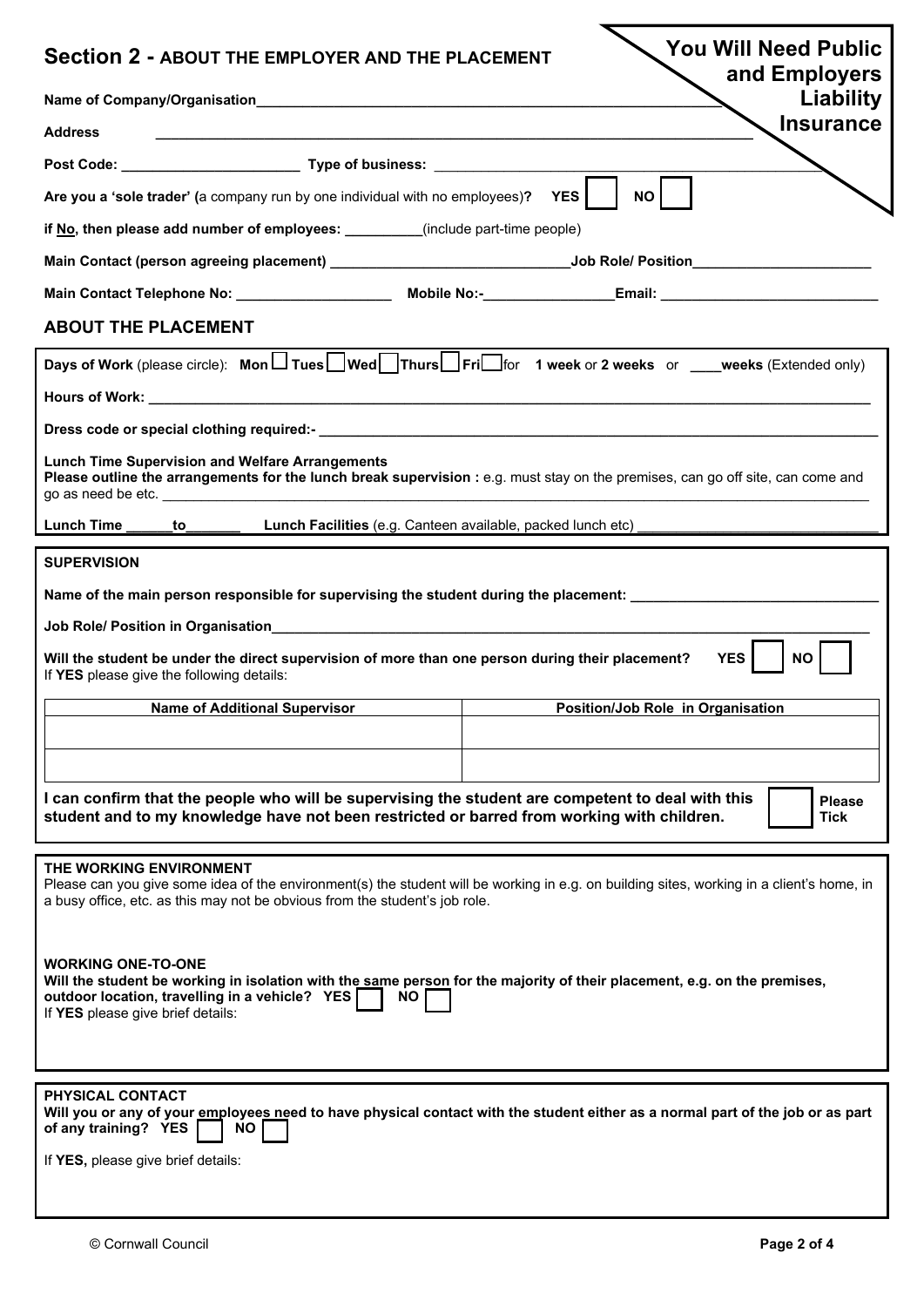## Section 2 - ABOUT THE EMPLOYER AND THE PLACEMENT

**You Will Need Public and Employers Liability Insurance**

**Name of Company/Organisation**\_\_\_\_\_\_\_\_\_\_\_\_\_\_\_\_\_\_\_\_\_\_\_\_\_\_\_\_\_\_\_\_\_\_\_\_\_\_\_\_

**Address** \_\_\_\_\_\_\_\_\_\_\_\_\_\_\_\_\_\_\_\_\_\_\_\_\_\_\_\_\_\_\_\_\_\_\_\_\_\_\_\_

**Post Code:** \_\_\_\_\_\_\_\_\_\_\_\_\_\_\_\_\_\_ **Type of business:** \_\_\_\_\_\_\_\_\_\_\_\_\_\_\_\_\_\_\_\_\_\_\_\_\_\_\_\_

**Are you a 'sole trader' (**a company run by one individual with no employees)**?** **YES** ☐ **NO** ☐

**if No, then please add number of employees:** \_\_\_\_\_\_\_\_\_\_(include part-time people)

**Main Contact (person agreeing placement)** \_\_\_\_\_\_\_\_\_\_\_\_\_\_\_\_\_\_\_\_\_\_\_\_\_\_\_\_**Job Role/ Position**\_\_\_\_\_\_\_\_\_\_\_\_\_\_\_\_\_\_\_\_

**Main Contact Telephone No:** \_\_\_\_\_\_\_\_\_\_\_\_\_\_\_\_\_\_ **Mobile No:-**\_\_\_\_\_\_\_\_\_\_\_\_\_\_\_\_**Email:** \_\_\_\_\_\_\_\_\_\_\_\_\_\_\_\_\_\_\_\_\_\_\_\_

### ABOUT THE PLACEMENT

**Days of Work** (please circle): **Mon** ☐ **Tues** ☐ **Wed** ☐ **Thurs** ☐ **Fri** ☐ for **1 week** or **2 weeks** or \_\_\_\_**weeks** (Extended only)

**Hours of Work:** \_\_\_\_\_\_\_\_\_\_\_\_\_\_\_\_\_\_\_\_\_\_\_\_\_\_\_\_\_\_\_\_\_\_\_\_\_\_\_\_

**Dress code or special clothing required:-** \_\_\_\_\_\_\_\_\_\_\_\_\_\_\_\_\_\_\_\_\_\_\_\_\_\_\_\_\_\_\_\_\_\_\_\_\_\_\_\_

**Lunch Time Supervision and Welfare Arrangements**
**Please outline the arrangements for the lunch break supervision :** e.g. must stay on the premises, can go off site, can come and go as need be etc. \_\_\_\_\_\_\_\_\_\_\_\_\_\_\_\_\_\_\_\_\_\_\_\_\_\_\_\_\_\_\_\_\_\_\_\_\_\_\_\_

**Lunch Time** \_\_\_\_\_\_**to**\_\_\_\_\_\_\_ **Lunch Facilities** (e.g. Canteen available, packed lunch etc) \_\_\_\_\_\_\_\_\_\_\_\_\_\_\_\_\_\_\_\_\_\_\_\_\_\_\_\_

### SUPERVISION

**Name of the main person responsible for supervising the student during the placement:** \_\_\_\_\_\_\_\_\_\_\_\_\_\_\_\_\_\_\_\_\_\_\_\_\_\_\_\_

**Job Role/ Position in Organisation**\_\_\_\_\_\_\_\_\_\_\_\_\_\_\_\_\_\_\_\_\_\_\_\_\_\_\_\_\_\_\_\_\_\_\_\_\_\_\_\_

**Will the student be under the direct supervision of more than one person during their placement?** **YES** ☐ **NO** ☐
If **YES** please give the following details:

| Name of Additional Supervisor | Position/Job Role in Organisation |
|---|---|
| | |
| | |

**I can confirm that the people who will be supervising the student are competent to deal with this student and to my knowledge have not been restricted or barred from working with children.** ☐ **Please Tick**

### THE WORKING ENVIRONMENT

Please can you give some idea of the environment(s) the student will be working in e.g. on building sites, working in a client's home, in a busy office, etc. as this may not be obvious from the student's job role.

### WORKING ONE-TO-ONE

**Will the student be working in isolation with the same person for the majority of their placement, e.g. on the premises, outdoor location, travelling in a vehicle?** **YES** ☐ **NO** ☐
If **YES** please give brief details:

### PHYSICAL CONTACT

**Will you or any of your employees need to have physical contact with the student either as a normal part of the job or as part of any training?** **YES** ☐ **NO** ☐

If **YES,** please give brief details:

© Cornwall Council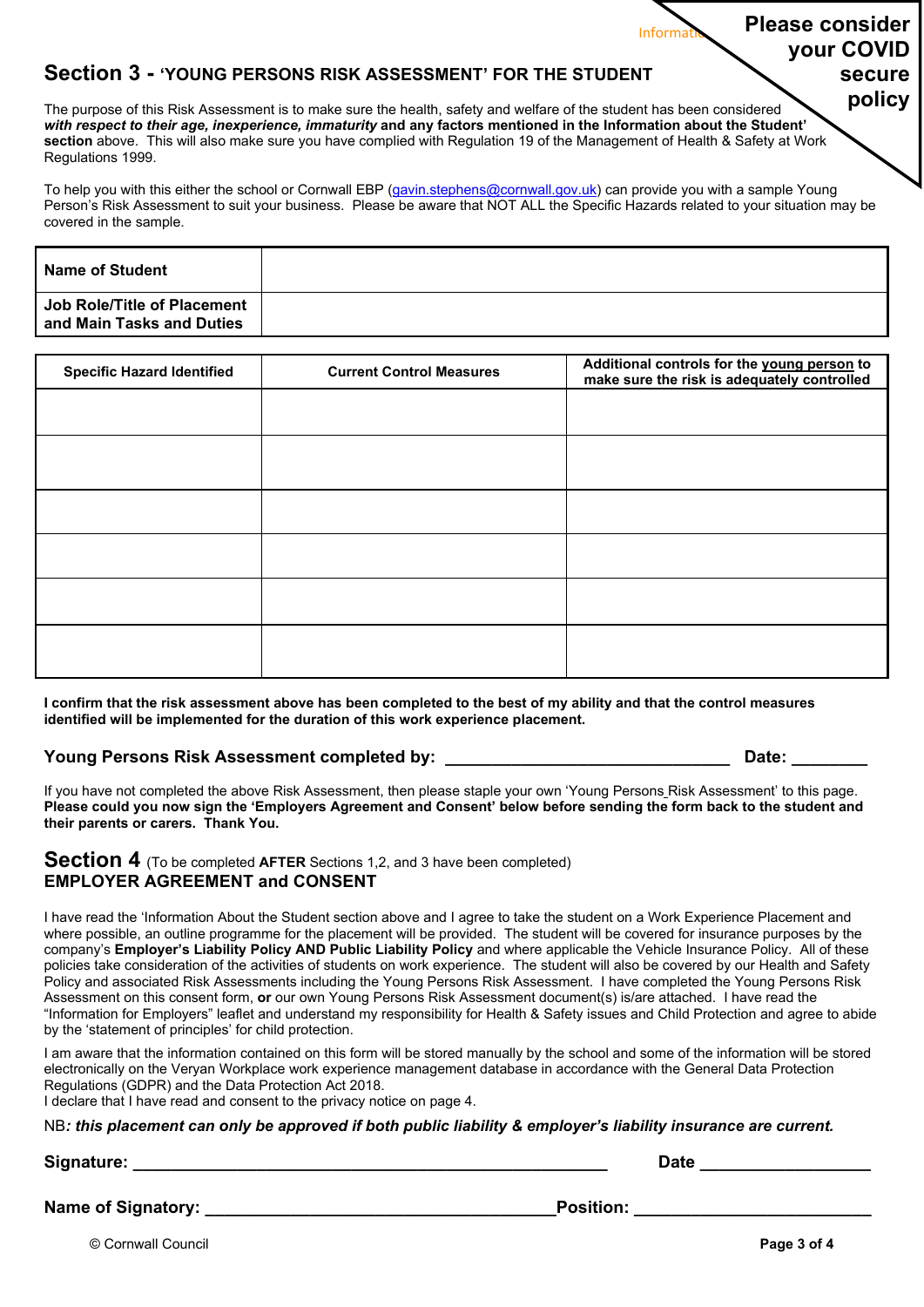**Please consider your COVID secure policy**

## Section 3 - 'YOUNG PERSONS RISK ASSESSMENT' FOR THE STUDENT

The purpose of this Risk Assessment is to make sure the health, safety and welfare of the student has been considered ***with respect to their age, inexperience, immaturity*** **and any factors mentioned in the Information about the Student' section** above. This will also make sure you have complied with Regulation 19 of the Management of Health & Safety at Work Regulations 1999.

To help you with this either the school or Cornwall EBP (gavin.stephens@cornwall.gov.uk) can provide you with a sample Young Person's Risk Assessment to suit your business. Please be aware that NOT ALL the Specific Hazards related to your situation may be covered in the sample.

| **Name of Student** | |
|---|---|
| **Job Role/Title of Placement and Main Tasks and Duties** | |

| Specific Hazard Identified | Current Control Measures | Additional controls for the young person to make sure the risk is adequately controlled |
|---|---|---|
| | | |
| | | |
| | | |
| | | |
| | | |
| | | |

**I confirm that the risk assessment above has been completed to the best of my ability and that the control measures identified will be implemented for the duration of this work experience placement.**

**Young Persons Risk Assessment completed by: ______________________________ Date: ________**

If you have not completed the above Risk Assessment, then please staple your own 'Young Persons Risk Assessment' to this page. **Please could you now sign the 'Employers Agreement and Consent' below before sending the form back to the student and their parents or carers. Thank You.**

## Section 4 (To be completed **AFTER** Sections 1,2, and 3 have been completed)

### EMPLOYER AGREEMENT and CONSENT

I have read the 'Information About the Student section above and I agree to take the student on a Work Experience Placement and where possible, an outline programme for the placement will be provided. The student will be covered for insurance purposes by the company's **Employer's Liability Policy AND Public Liability Policy** and where applicable the Vehicle Insurance Policy. All of these policies take consideration of the activities of students on work experience. The student will also be covered by our Health and Safety Policy and associated Risk Assessments including the Young Persons Risk Assessment. I have completed the Young Persons Risk Assessment on this consent form, **or** our own Young Persons Risk Assessment document(s) is/are attached. I have read the "Information for Employers" leaflet and understand my responsibility for Health & Safety issues and Child Protection and agree to abide by the 'statement of principles' for child protection.

I am aware that the information contained on this form will be stored manually by the school and some of the information will be stored electronically on the Veryan Workplace work experience management database in accordance with the General Data Protection Regulations (GDPR) and the Data Protection Act 2018.
I declare that I have read and consent to the privacy notice on page 4.

NB***: this placement can only be approved if both public liability & employer's liability insurance are current.***

**Signature: ______________________________________________ Date ________________**

**Name of Signatory: ________________________________ Position: ______________________**

© Cornwall Council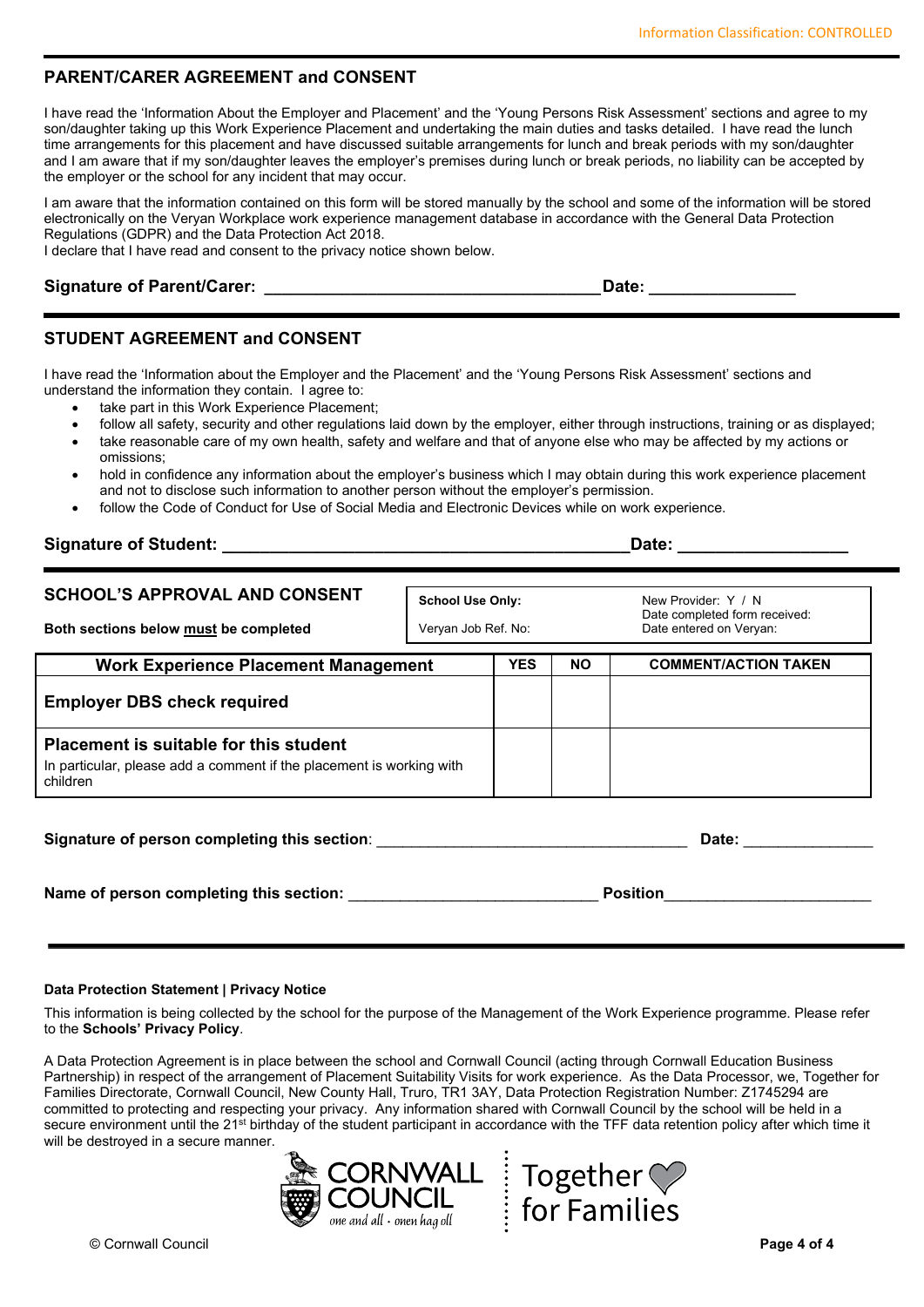Information Classification: CONTROLLED

## PARENT/CARER AGREEMENT and CONSENT

I have read the 'Information About the Employer and Placement' and the 'Young Persons Risk Assessment' sections and agree to my son/daughter taking up this Work Experience Placement and undertaking the main duties and tasks detailed. I have read the lunch time arrangements for this placement and have discussed suitable arrangements for lunch and break periods with my son/daughter and I am aware that if my son/daughter leaves the employer's premises during lunch or break periods, no liability can be accepted by the employer or the school for any incident that may occur.

I am aware that the information contained on this form will be stored manually by the school and some of the information will be stored electronically on the Veryan Workplace work experience management database in accordance with the General Data Protection Regulations (GDPR) and the Data Protection Act 2018.
I declare that I have read and consent to the privacy notice shown below.

**Signature of Parent/Carer:** ____________________________________ **Date:** _______________

## STUDENT AGREEMENT and CONSENT

I have read the 'Information about the Employer and the Placement' and the 'Young Persons Risk Assessment' sections and understand the information they contain. I agree to:

- take part in this Work Experience Placement;
- follow all safety, security and other regulations laid down by the employer, either through instructions, training or as displayed;
- take reasonable care of my own health, safety and welfare and that of anyone else who may be affected by my actions or omissions;
- hold in confidence any information about the employer's business which I may obtain during this work experience placement and not to disclose such information to another person without the employer's permission.
- follow the Code of Conduct for Use of Social Media and Electronic Devices while on work experience.

**Signature of Student:** ____________________________________________ **Date:** __________________

## SCHOOL'S APPROVAL AND CONSENT

**Both sections below must be completed**

| | |
|---|---|
| **School Use Only:** | New Provider: Y / N |
| | Date completed form received: |
| Veryan Job Ref. No: | Date entered on Veryan: |

| Work Experience Placement Management | YES | NO | COMMENT/ACTION TAKEN |
|---|---|---|---|
| **Employer DBS check required** | | | |
| **Placement is suitable for this student** In particular, please add a comment if the placement is working with children | | | |

**Signature of person completing this section**: ___________________________________ **Date:** _______________

**Name of person completing this section:** ____________________________ **Position**_______________________

**Data Protection Statement | Privacy Notice**

This information is being collected by the school for the purpose of the Management of the Work Experience programme. Please refer to the **Schools' Privacy Policy**.

A Data Protection Agreement is in place between the school and Cornwall Council (acting through Cornwall Education Business Partnership) in respect of the arrangement of Placement Suitability Visits for work experience. As the Data Processor, we, Together for Families Directorate, Cornwall Council, New County Hall, Truro, TR1 3AY, Data Protection Registration Number: Z1745294 are committed to protecting and respecting your privacy. Any information shared with Cornwall Council by the school will be held in a secure environment until the 21st birthday of the student participant in accordance with the TFF data retention policy after which time it will be destroyed in a secure manner.

CORNWALL COUNCIL one and all · onen hag oll | Together for Families

© Cornwall Council